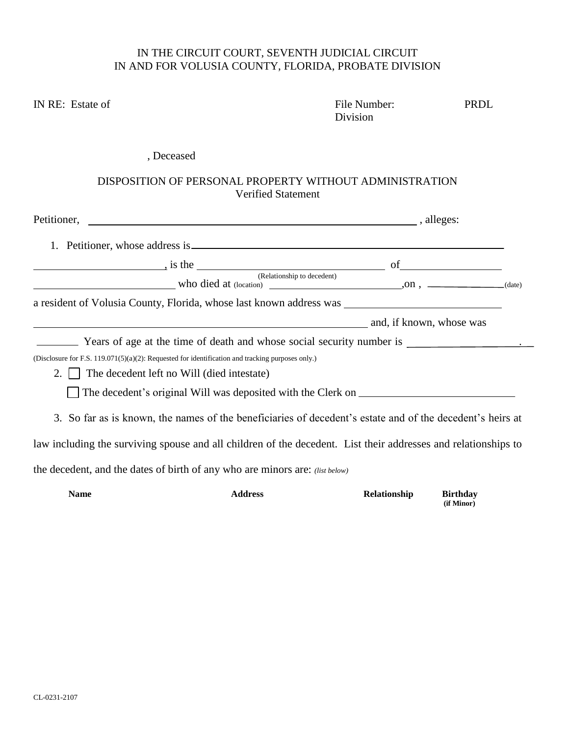IN THE CIRCUIT COURT, SEVENTH JUDICIAL CIRCUIT
IN AND FOR VOLUSIA COUNTY, FLORIDA, PROBATE DIVISION

IN RE: Estate of

File Number: PRDL
Division

, Deceased

## DISPOSITION OF PERSONAL PROPERTY WITHOUT ADMINISTRATION
Verified Statement

Petitioner, \_\_\_\_\_\_\_\_\_\_\_\_\_\_\_\_\_\_\_\_\_\_\_\_\_\_\_\_\_\_\_\_\_\_\_\_\_\_\_\_\_\_\_\_\_\_\_\_ , alleges:

1. Petitioner, whose address is \_\_\_\_\_\_\_\_\_\_\_\_\_\_\_\_\_\_\_\_\_\_\_\_\_\_\_\_\_\_\_\_\_\_\_\_\_\_\_\_\_\_\_\_\_\_\_\_

\_\_\_\_\_\_\_\_\_\_\_\_\_\_\_\_\_\_\_\_, is the \_\_\_\_\_\_\_\_\_\_\_\_\_\_\_\_\_\_\_\_\_\_\_\_\_\_\_\_ (Relationship to decedent) of \_\_\_\_\_\_\_\_\_\_\_\_\_\_\_\_

\_\_\_\_\_\_\_\_\_\_\_\_\_\_\_\_\_\_\_\_\_ who died at (location) \_\_\_\_\_\_\_\_\_\_\_\_\_\_\_\_\_\_\_\_\_\_\_\_,on , \_\_\_\_\_\_\_\_\_\_\_\_\_(date)

a resident of Volusia County, Florida, whose last known address was \_\_\_\_\_\_\_\_\_\_\_\_\_\_\_\_\_\_\_\_\_\_\_\_\_\_

\_\_\_\_\_\_\_\_\_\_\_\_\_\_\_\_\_\_\_\_\_\_\_\_\_\_\_\_\_\_\_\_\_\_\_\_\_\_\_\_\_\_\_\_\_\_\_\_\_\_\_\_\_\_ and, if known, whose was

\_\_\_\_\_\_\_ Years of age at the time of death and whose social security number is \_\_\_\_\_\_\_\_\_\_\_\_\_\_\_\_\_\_\_.

(Disclosure for F.S. 119.071(5)(a)(2): Requested for identification and tracking purposes only.)

2. ☐ The decedent left no Will (died intestate)

   ☐ The decedent's original Will was deposited with the Clerk on \_\_\_\_\_\_\_\_\_\_\_\_\_\_\_\_\_\_\_\_\_\_\_\_\_\_

3. So far as is known, the names of the beneficiaries of decedent's estate and of the decedent's heirs at law including the surviving spouse and all children of the decedent. List their addresses and relationships to the decedent, and the dates of birth of any who are minors are: *(list below)*

| Name | Address | Relationship | Birthday (if Minor) |
|---|---|---|---|
| | | | |

CL-0231-2107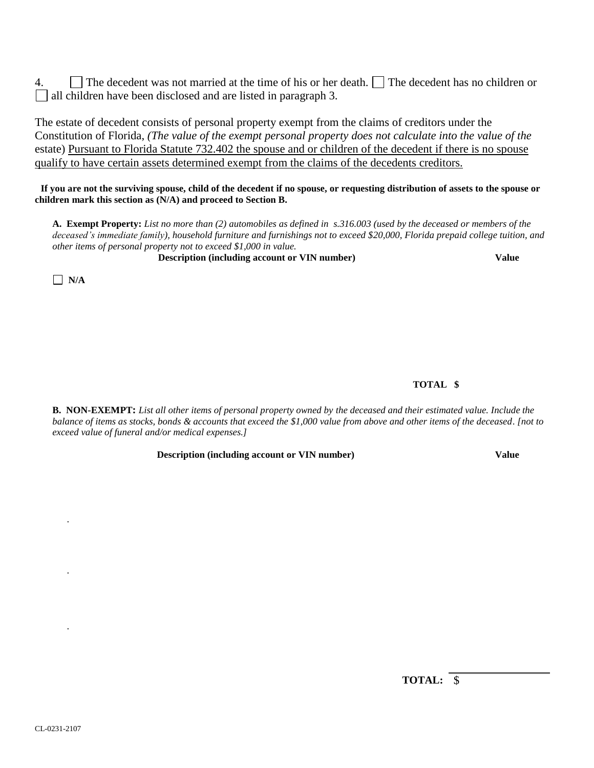4. ☐ The decedent was not married at the time of his or her death. ☐ The decedent has no children or ☐ all children have been disclosed and are listed in paragraph 3.

The estate of decedent consists of personal property exempt from the claims of creditors under the Constitution of Florida, *(The value of the exempt personal property does not calculate into the value of the* estate) <u>Pursuant to Florida Statute 732.402 the spouse and or children of the decedent if there is no spouse qualify to have certain assets determined exempt from the claims of the decedents creditors.</u>

**If you are not the surviving spouse, child of the decedent if no spouse, or requesting distribution of assets to the spouse or children mark this section as (N/A) and proceed to Section B.**

**A. Exempt Property:** *List no more than (2) automobiles as defined in s.316.003 (used by the deceased or members of the deceased's immediate family), household furniture and furnishings not to exceed $20,000, Florida prepaid college tuition, and other items of personal property not to exceed $1,000 in value.*

| **Description (including account or VIN number)** | **Value** |
|---|---|
| ☐ **N/A** | |
| | |
| **TOTAL** | **$** |

**B. NON-EXEMPT:** *List all other items of personal property owned by the deceased and their estimated value. Include the balance of items as stocks, bonds & accounts that exceed the $1,000 value from above and other items of the deceased. [not to exceed value of funeral and/or medical expenses.]*

| **Description (including account or VIN number)** | **Value** |
|---|---|
| . | |
| . | |
| . | |
| **TOTAL:** | $ |

CL-0231-2107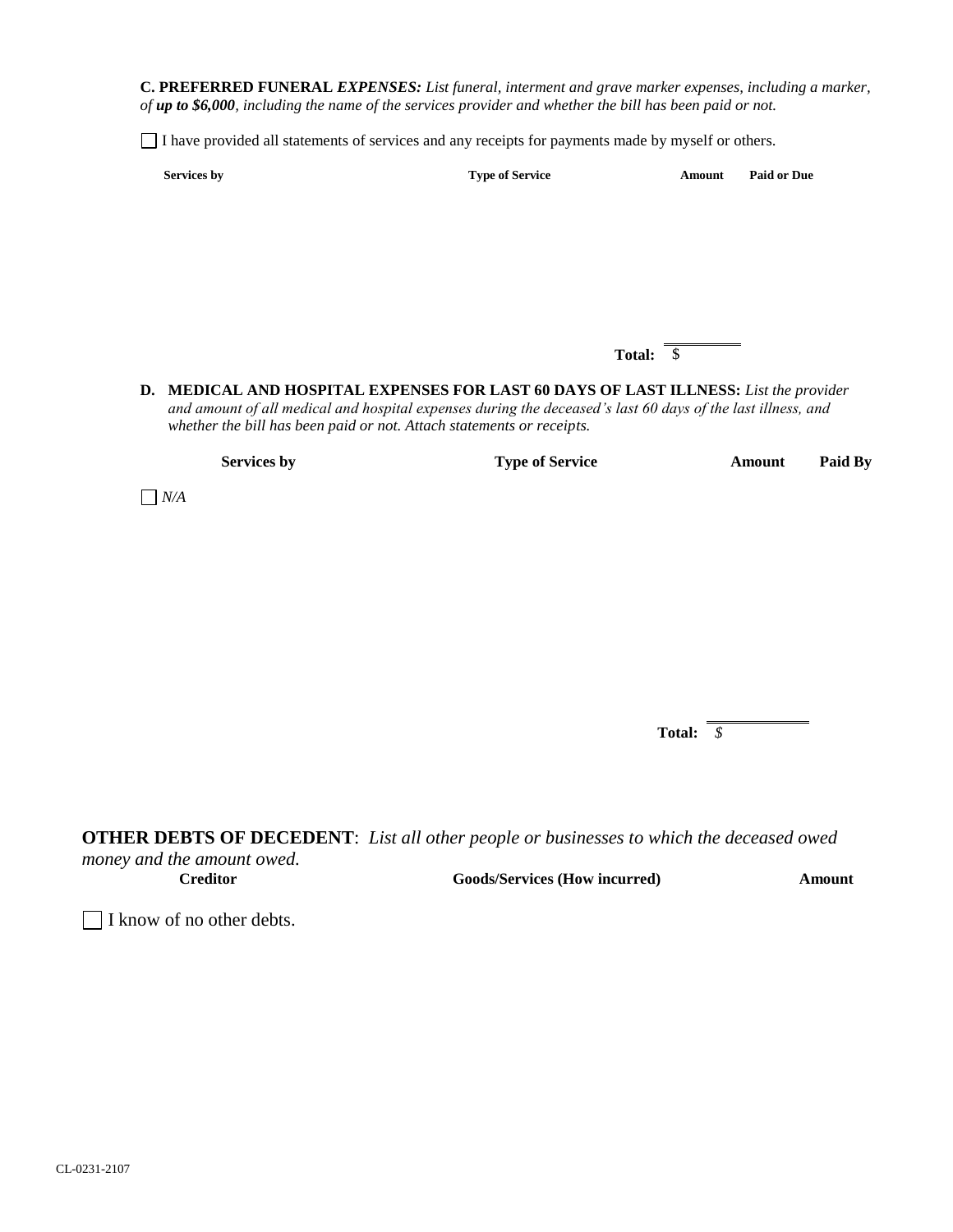**C. PREFERRED FUNERAL** ***EXPENSES:*** *List funeral, interment and grave marker expenses, including a marker, of* ***up to $6,000****, including the name of the services provider and whether the bill has been paid or not.*

☐ I have provided all statements of services and any receipts for payments made by myself or others.

| Services by | Type of Service | Amount | Paid or Due |
|---|---|---|---|
| | | | |

**Total:** $

**D. MEDICAL AND HOSPITAL EXPENSES FOR LAST 60 DAYS OF LAST ILLNESS:** *List the provider and amount of all medical and hospital expenses during the deceased's last 60 days of the last illness, and whether the bill has been paid or not. Attach statements or receipts.*

| Services by | Type of Service | Amount | Paid By |
|---|---|---|---|
| | | | |

☐ *N/A*

**Total:** *$*

**OTHER DEBTS OF DECEDENT**: *List all other people or businesses to which the deceased owed money and the amount owed.*

| Creditor | Goods/Services (How incurred) | Amount |
|---|---|---|
| | | |

☐ I know of no other debts.

CL-0231-2107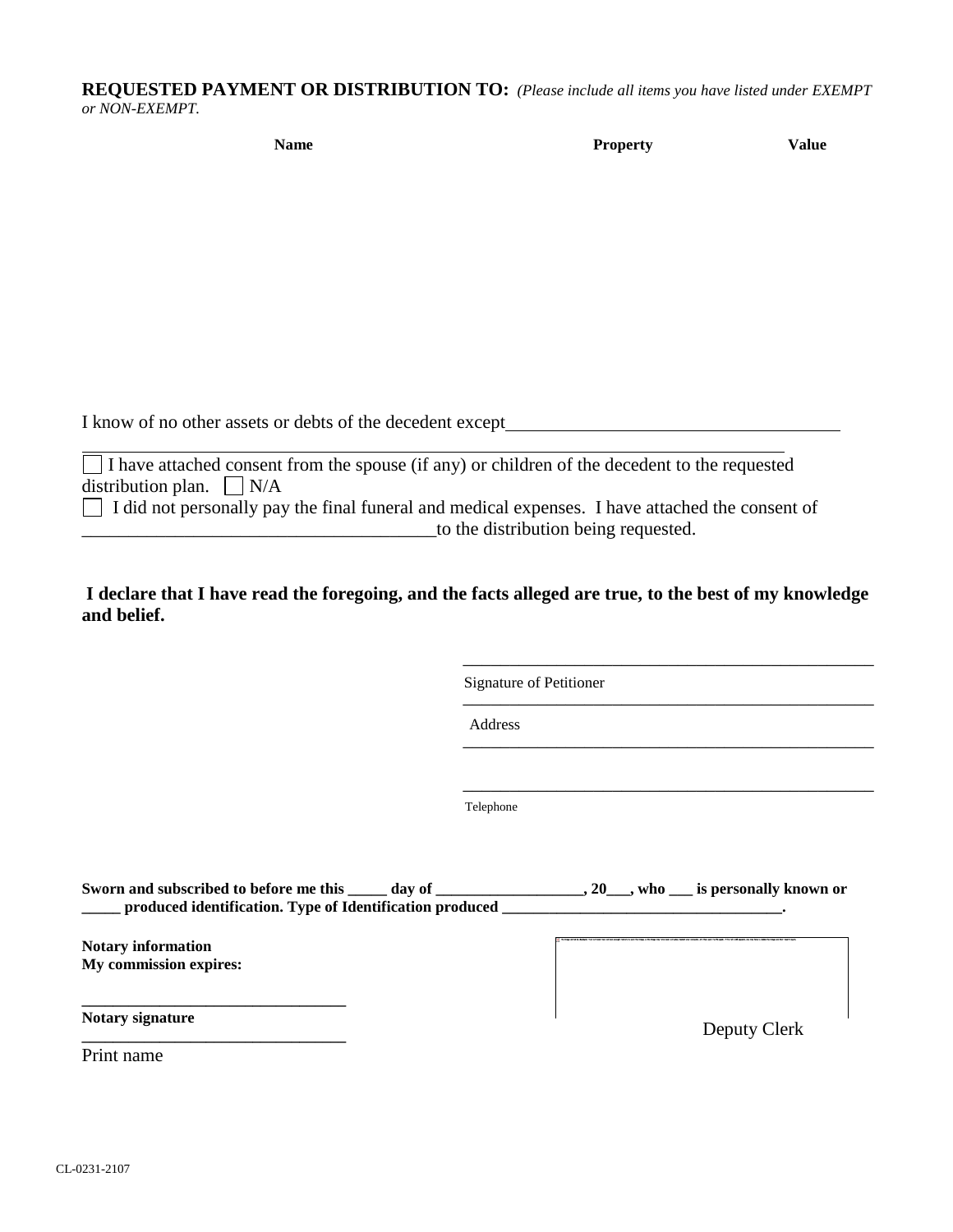**REQUESTED PAYMENT OR DISTRIBUTION TO:** *(Please include all items you have listed under EXEMPT or NON-EXEMPT.*

| Name | Property | Value |
|---|---|---|
| | | |

I know of no other assets or debts of the decedent except______________________________________

_____________________________________________________________________________

☐ I have attached consent from the spouse (if any) or children of the decedent to the requested distribution plan. ☐ N/A

☐ I did not personally pay the final funeral and medical expenses. I have attached the consent of _______________________________________to the distribution being requested.

**I declare that I have read the foregoing, and the facts alleged are true, to the best of my knowledge and belief.**

_____________________________________________
Signature of Petitioner

_____________________________________________
Address

_____________________________________________

_____________________________________________
Telephone

**Sworn and subscribed to before me this _____ day of ___________________, 20___, who ___ is personally known or _____ produced identification. Type of Identification produced _____________________________________.**

**Notary information**
**My commission expires:**

**________________________________**
**Notary signature**
**________________________________**
Print name

Deputy Clerk

CL-0231-2107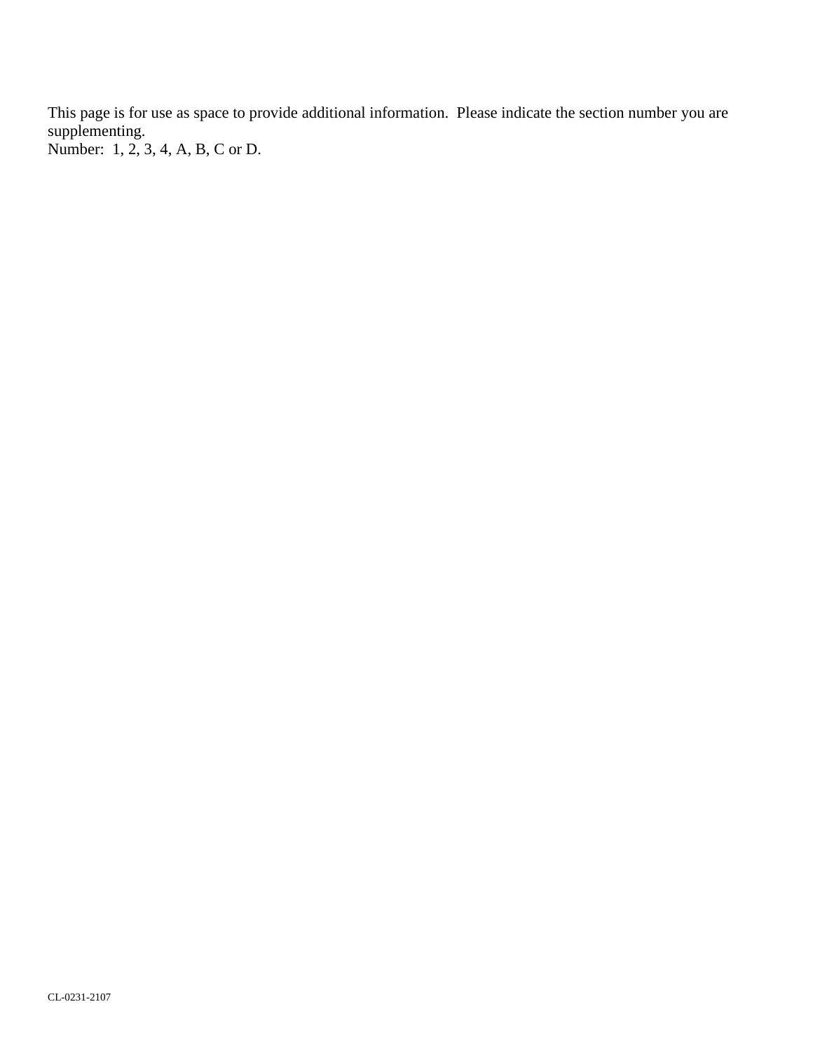This page is for use as space to provide additional information. Please indicate the section number you are supplementing.
Number: 1, 2, 3, 4, A, B, C or D.

CL-0231-2107